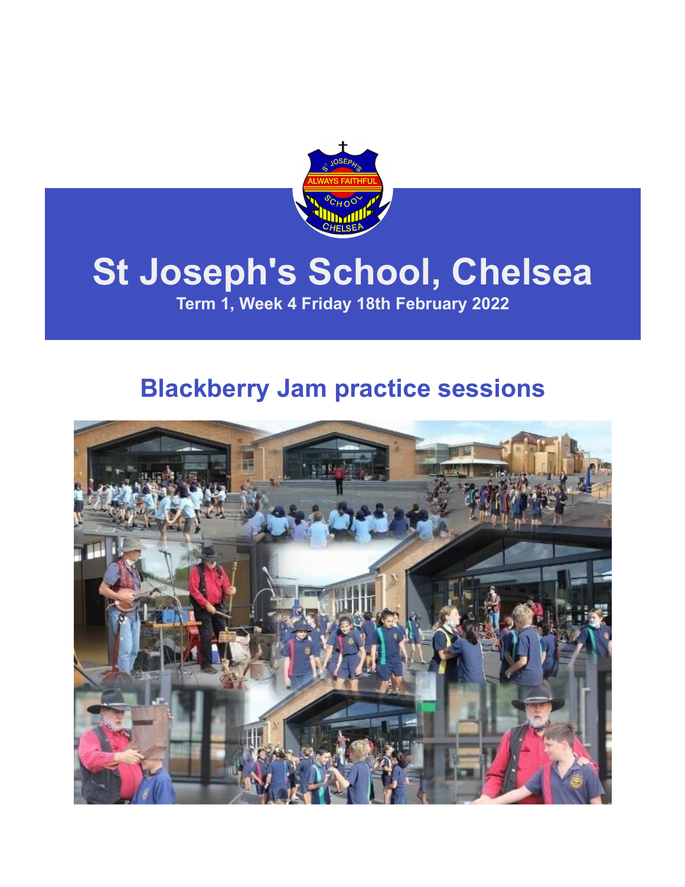# St Joseph's School, Chelsea

**Term 1, Week 4 Friday 18th February 2022**

## Blackberry Jam practice sessions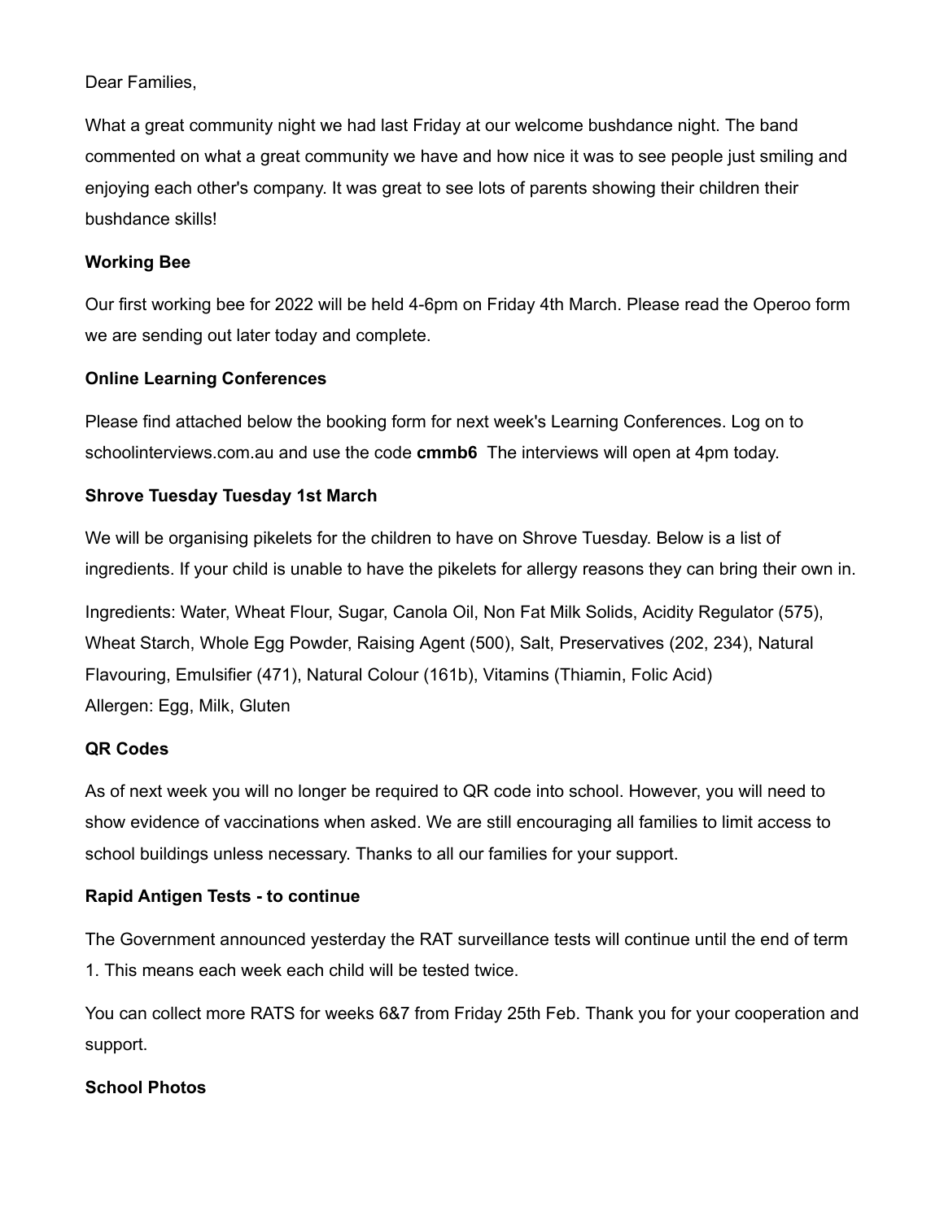Dear Families,

What a great community night we had last Friday at our welcome bushdance night. The band commented on what a great community we have and how nice it was to see people just smiling and enjoying each other's company. It was great to see lots of parents showing their children their bushdance skills!

**Working Bee**

Our first working bee for 2022 will be held 4-6pm on Friday 4th March. Please read the Operoo form we are sending out later today and complete.

**Online Learning Conferences**

Please find attached below the booking form for next week's Learning Conferences. Log on to schoolinterviews.com.au and use the code **cmmb6** The interviews will open at 4pm today.

**Shrove Tuesday Tuesday 1st March**

We will be organising pikelets for the children to have on Shrove Tuesday. Below is a list of ingredients. If your child is unable to have the pikelets for allergy reasons they can bring their own in.

Ingredients: Water, Wheat Flour, Sugar, Canola Oil, Non Fat Milk Solids, Acidity Regulator (575), Wheat Starch, Whole Egg Powder, Raising Agent (500), Salt, Preservatives (202, 234), Natural Flavouring, Emulsifier (471), Natural Colour (161b), Vitamins (Thiamin, Folic Acid)
Allergen: Egg, Milk, Gluten

**QR Codes**

As of next week you will no longer be required to QR code into school. However, you will need to show evidence of vaccinations when asked. We are still encouraging all families to limit access to school buildings unless necessary. Thanks to all our families for your support.

**Rapid Antigen Tests - to continue**

The Government announced yesterday the RAT surveillance tests will continue until the end of term 1. This means each week each child will be tested twice.

You can collect more RATS for weeks 6&7 from Friday 25th Feb. Thank you for your cooperation and support.

**School Photos**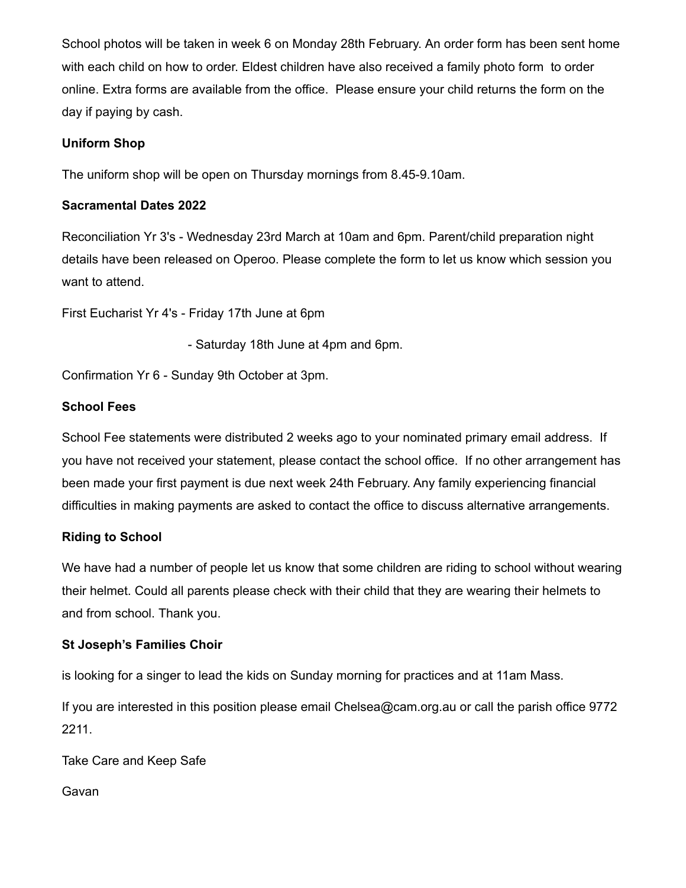School photos will be taken in week 6 on Monday 28th February. An order form has been sent home with each child on how to order. Eldest children have also received a family photo form to order online. Extra forms are available from the office. Please ensure your child returns the form on the day if paying by cash.

**Uniform Shop**

The uniform shop will be open on Thursday mornings from 8.45-9.10am.

**Sacramental Dates 2022**

Reconciliation Yr 3's - Wednesday 23rd March at 10am and 6pm. Parent/child preparation night details have been released on Operoo. Please complete the form to let us know which session you want to attend.

First Eucharist Yr 4's - Friday 17th June at 6pm

- Saturday 18th June at 4pm and 6pm.

Confirmation Yr 6 - Sunday 9th October at 3pm.

**School Fees**

School Fee statements were distributed 2 weeks ago to your nominated primary email address. If you have not received your statement, please contact the school office. If no other arrangement has been made your first payment is due next week 24th February. Any family experiencing financial difficulties in making payments are asked to contact the office to discuss alternative arrangements.

**Riding to School**

We have had a number of people let us know that some children are riding to school without wearing their helmet. Could all parents please check with their child that they are wearing their helmets to and from school. Thank you.

**St Joseph's Families Choir**

is looking for a singer to lead the kids on Sunday morning for practices and at 11am Mass.

If you are interested in this position please email Chelsea@cam.org.au or call the parish office 9772 2211.

Take Care and Keep Safe

Gavan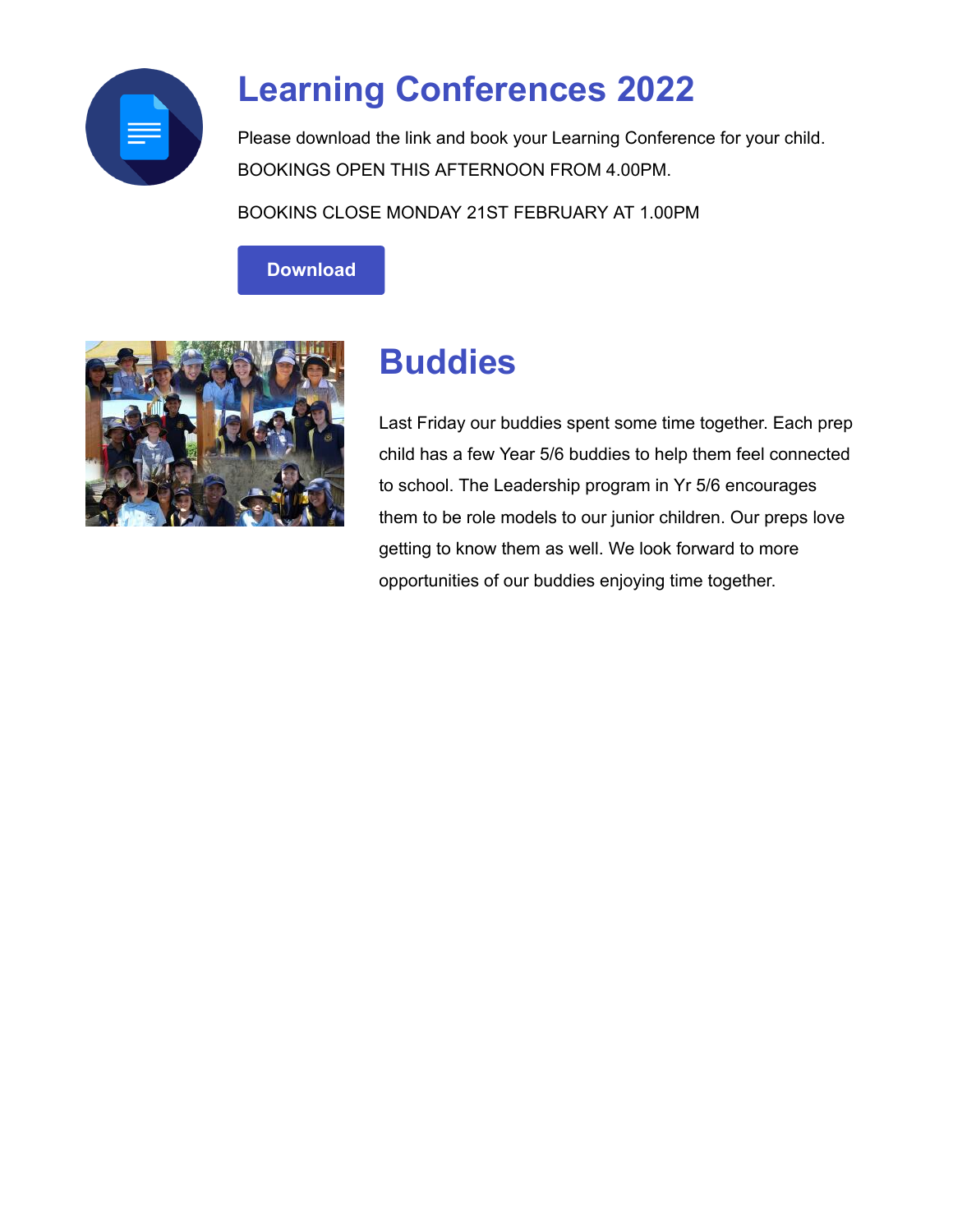## Learning Conferences 2022

Please download the link and book your Learning Conference for your child. BOOKINGS OPEN THIS AFTERNOON FROM 4.00PM.

BOOKINS CLOSE MONDAY 21ST FEBRUARY AT 1.00PM

Download

## Buddies

Last Friday our buddies spent some time together. Each prep child has a few Year 5/6 buddies to help them feel connected to school. The Leadership program in Yr 5/6 encourages them to be role models to our junior children. Our preps love getting to know them as well. We look forward to more opportunities of our buddies enjoying time together.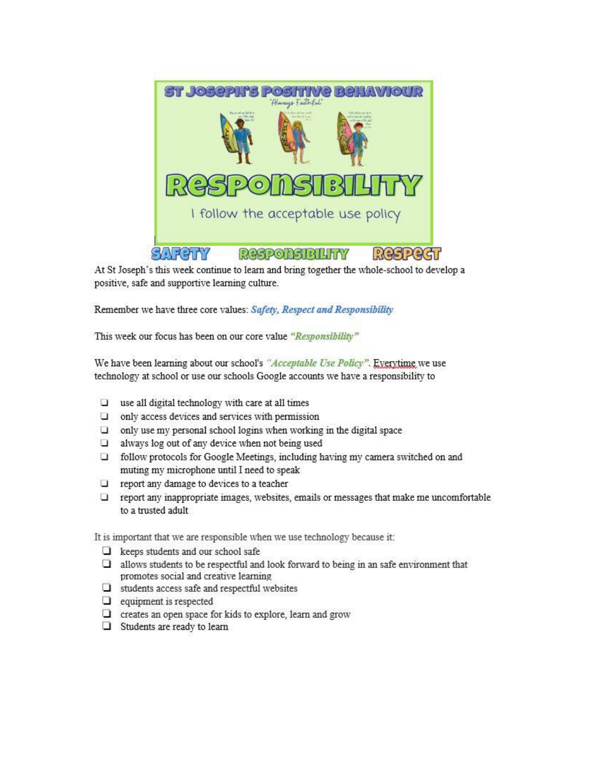# ST JOSEPH'S POSITIVE BEHAVIOUR

'Always Faithful'

# RESPONSIBILITY

I follow the acceptable use policy

**SAFETY** **RESPONSIBILITY** **RESPECT**

At St Joseph's this week continue to learn and bring together the whole-school to develop a positive, safe and supportive learning culture.

Remember we have three core values: ***Safety, Respect and Responsibility***

This week our focus has been on our core value ***"Responsibility"***

We have been learning about our school's ***"Acceptable Use Policy"***. Everytime we use technology at school or use our schools Google accounts we have a responsibility to

- [ ] use all digital technology with care at all times
- [ ] only access devices and services with permission
- [ ] only use my personal school logins when working in the digital space
- [ ] always log out of any device when not being used
- [ ] follow protocols for Google Meetings, including having my camera switched on and muting my microphone until I need to speak
- [ ] report any damage to devices to a teacher
- [ ] report any inappropriate images, websites, emails or messages that make me uncomfortable to a trusted adult

It is important that we are responsible when we use technology because it:

- [ ] keeps students and our school safe
- [ ] allows students to be respectful and look forward to being in an safe environment that promotes social and creative learning
- [ ] students access safe and respectful websites
- [ ] equipment is respected
- [ ] creates an open space for kids to explore, learn and grow
- [ ] Students are ready to learn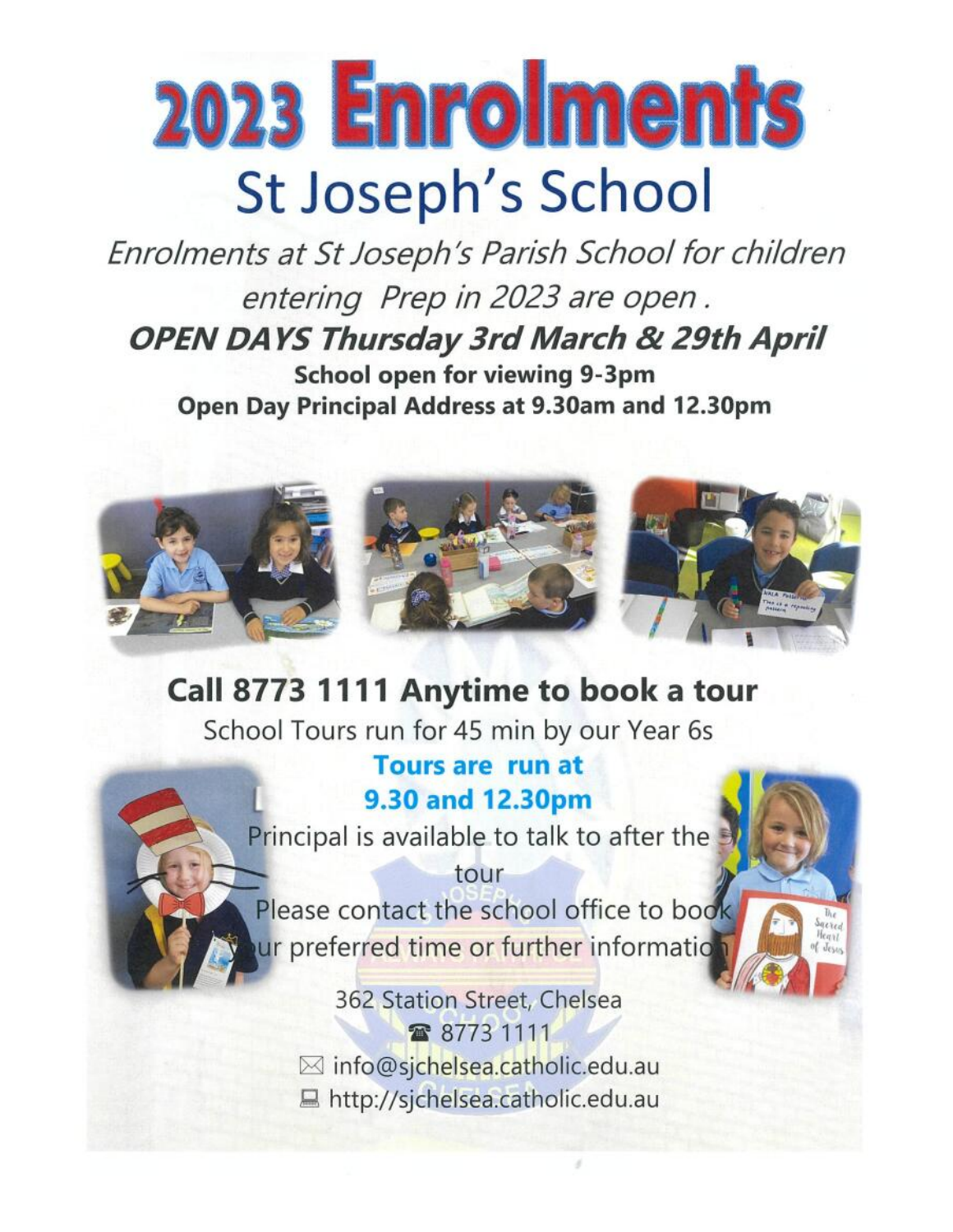# 2023 Enrolments

## St Joseph's School

*Enrolments at St Joseph's Parish School for children entering Prep in 2023 are open .*

***OPEN DAYS Thursday 3rd March & 29th April***

**School open for viewing 9-3pm**

**Open Day Principal Address at 9.30am and 12.30pm**

## Call 8773 1111 Anytime to book a tour

School Tours run for 45 min by our Year 6s

**Tours are run at 9.30 and 12.30pm**

Principal is available to talk to after the tour

Please contact the school office to book your preferred time or further information

362 Station Street, Chelsea

☎ 8773 1111

✉ info@sjchelsea.catholic.edu.au

🖳 http://sjchelsea.catholic.edu.au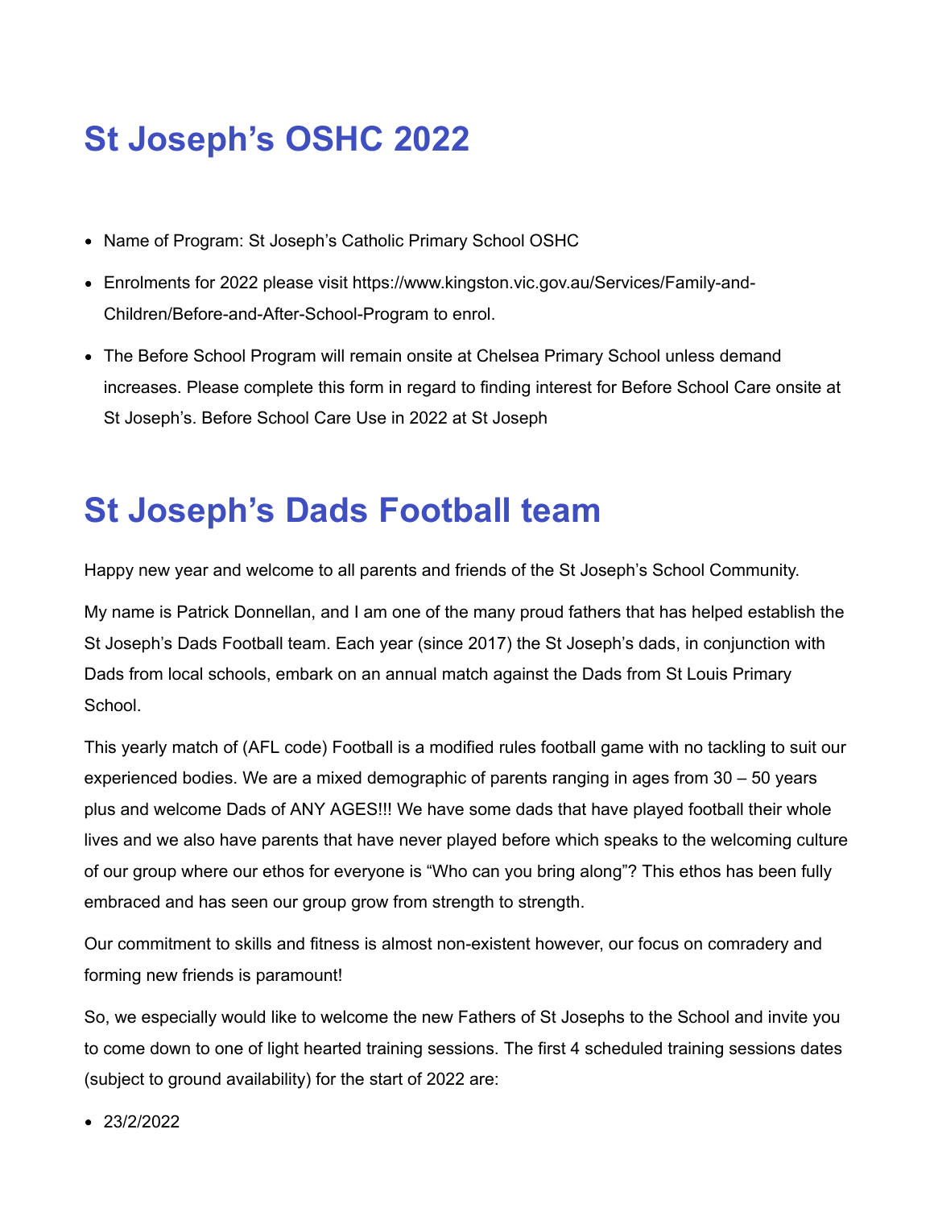# St Joseph's OSHC 2022

- Name of Program: St Joseph's Catholic Primary School OSHC
- Enrolments for 2022 please visit https://www.kingston.vic.gov.au/Services/Family-and-Children/Before-and-After-School-Program to enrol.
- The Before School Program will remain onsite at Chelsea Primary School unless demand increases. Please complete this form in regard to finding interest for Before School Care onsite at St Joseph's. Before School Care Use in 2022 at St Joseph

# St Joseph's Dads Football team

Happy new year and welcome to all parents and friends of the St Joseph's School Community.

My name is Patrick Donnellan, and I am one of the many proud fathers that has helped establish the St Joseph's Dads Football team. Each year (since 2017) the St Joseph's dads, in conjunction with Dads from local schools, embark on an annual match against the Dads from St Louis Primary School.

This yearly match of (AFL code) Football is a modified rules football game with no tackling to suit our experienced bodies. We are a mixed demographic of parents ranging in ages from 30 – 50 years plus and welcome Dads of ANY AGES!!! We have some dads that have played football their whole lives and we also have parents that have never played before which speaks to the welcoming culture of our group where our ethos for everyone is "Who can you bring along"? This ethos has been fully embraced and has seen our group grow from strength to strength.

Our commitment to skills and fitness is almost non-existent however, our focus on comradery and forming new friends is paramount!

So, we especially would like to welcome the new Fathers of St Josephs to the School and invite you to come down to one of light hearted training sessions. The first 4 scheduled training sessions dates (subject to ground availability) for the start of 2022 are:

- 23/2/2022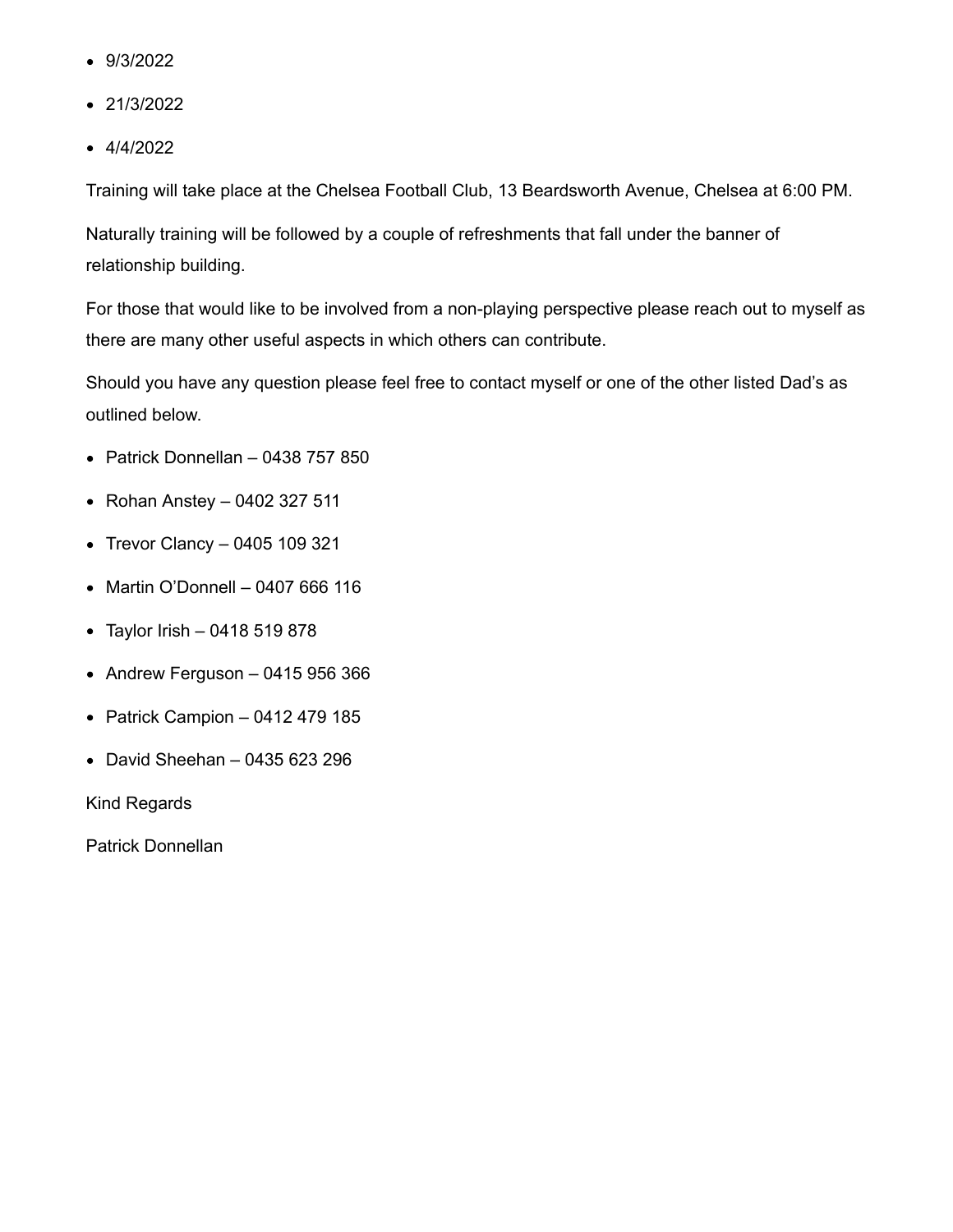- 9/3/2022
- 21/3/2022
- 4/4/2022

Training will take place at the Chelsea Football Club, 13 Beardsworth Avenue, Chelsea at 6:00 PM.

Naturally training will be followed by a couple of refreshments that fall under the banner of relationship building.

For those that would like to be involved from a non-playing perspective please reach out to myself as there are many other useful aspects in which others can contribute.

Should you have any question please feel free to contact myself or one of the other listed Dad's as outlined below.

- Patrick Donnellan – 0438 757 850
- Rohan Anstey – 0402 327 511
- Trevor Clancy – 0405 109 321
- Martin O'Donnell – 0407 666 116
- Taylor Irish – 0418 519 878
- Andrew Ferguson – 0415 956 366
- Patrick Campion – 0412 479 185
- David Sheehan – 0435 623 296

Kind Regards

Patrick Donnellan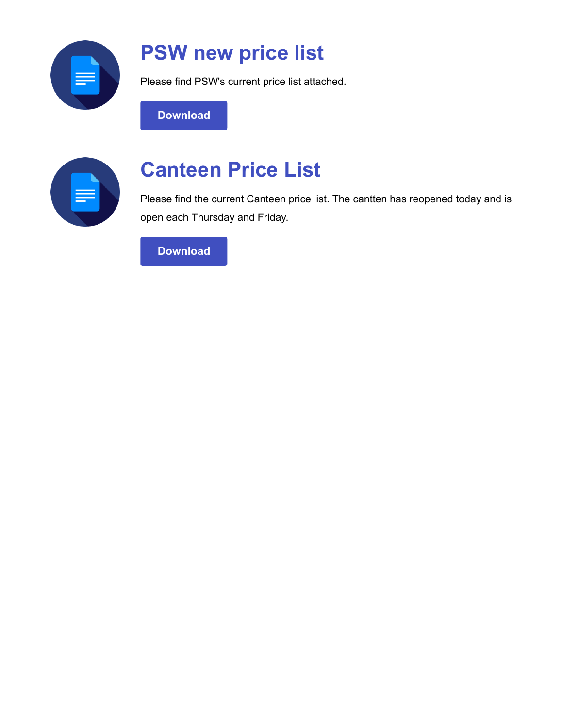## PSW new price list

Please find PSW's current price list attached.

Download

## Canteen Price List

Please find the current Canteen price list. The cantten has reopened today and is open each Thursday and Friday.

Download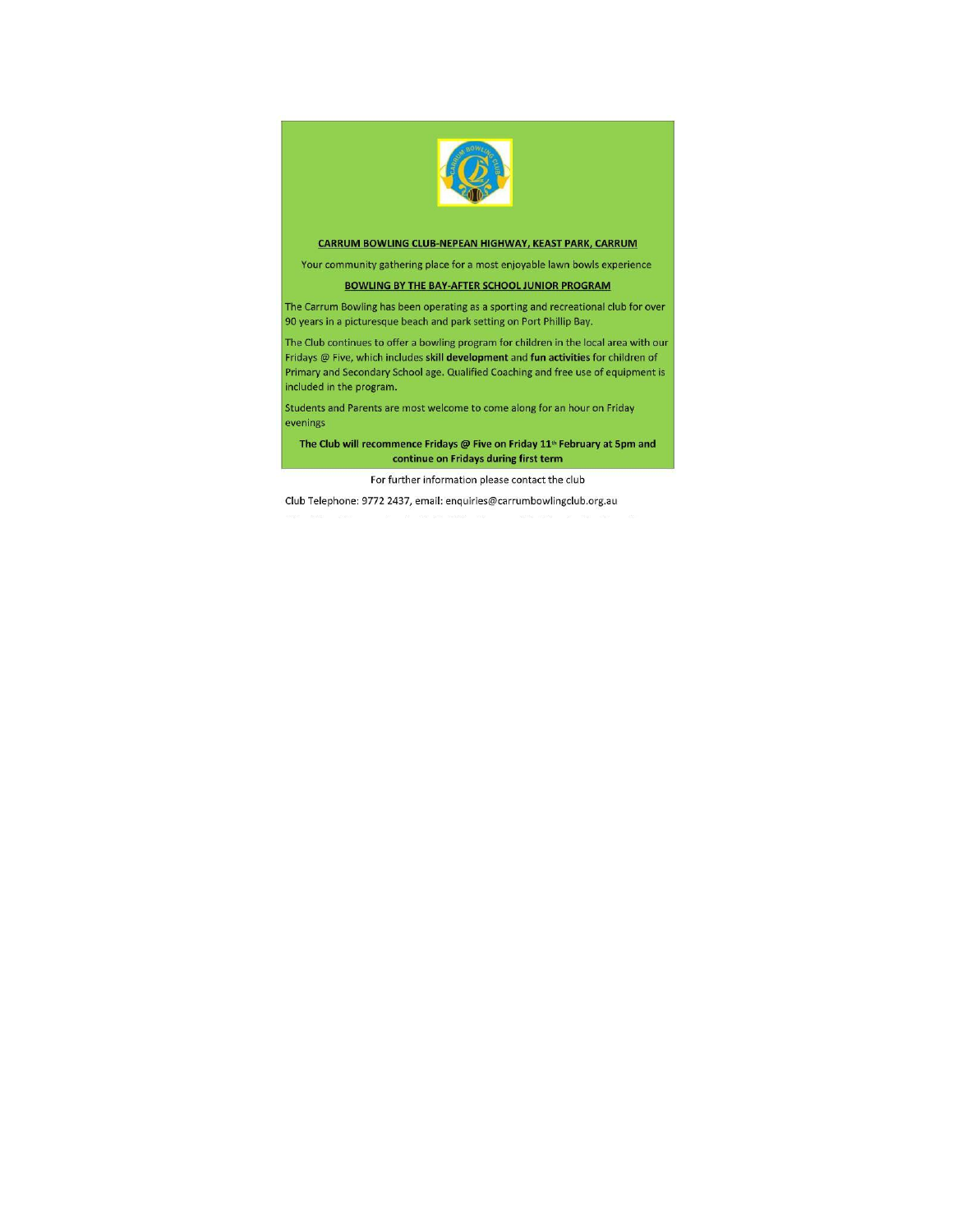**CARRUM BOWLING CLUB-NEPEAN HIGHWAY, KEAST PARK, CARRUM**

Your community gathering place for a most enjoyable lawn bowls experience

**BOWLING BY THE BAY-AFTER SCHOOL JUNIOR PROGRAM**

The Carrum Bowling has been operating as a sporting and recreational club for over 90 years in a picturesque beach and park setting on Port Phillip Bay.

The Club continues to offer a bowling program for children in the local area with our Fridays @ Five, which includes **skill development** and **fun activities** for children of Primary and Secondary School age. Qualified Coaching and free use of equipment is included in the program.

Students and Parents are most welcome to come along for an hour on Friday evenings

**The Club will recommence Fridays @ Five on Friday 11th February at 5pm and continue on Fridays during first term**

For further information please contact the club

Club Telephone: 9772 2437, email: enquiries@carrumbowlingclub.org.au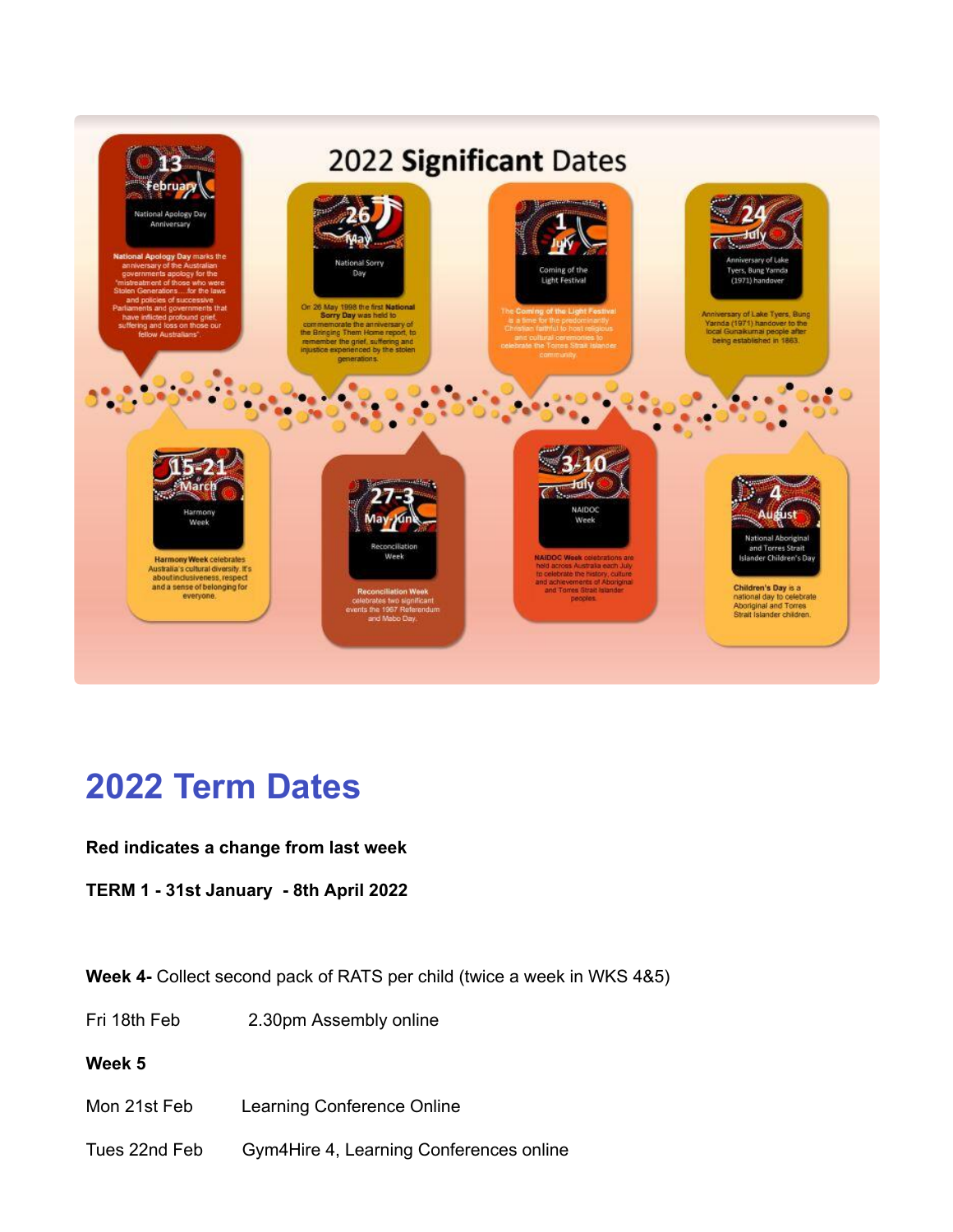# 2022 Significant Dates

**13 February** – National Apology Day Anniversary

**National Apology Day** marks the anniversary of the Australian governments apology for the "mistreatment of those who were Stolen Generations.....for the laws and policies of successive Parliaments and governments that have inflicted profound grief, suffering and loss on those our fellow Australians".

**26 May** – National Sorry Day

On 26 May 1998 the first **National Sorry Day** was held to commemorate the anniversary of the Bringing Them Home report, to remember the grief, suffering and injustice experienced by the stolen generations.

**1 July** – Coming of the Light Festival

The **Coming of the Light Festival** is a time for the predominantly Christian faithful to host religious and cultural ceremonies to celebrate the Torres Strait Islander community.

**24 July** – Anniversary of Lake Tyers, Bung Yarnda (1971) handover

Anniversary of Lake Tyers, Bung Yarnda (1971) handover to the local Gunaikurnai people after being established in 1863.

**15-21 March** – Harmony Week

**Harmony Week** celebrates Australia's cultural diversity. It's about inclusiveness, respect and a sense of belonging for everyone.

**27-3 May-June** – Reconciliation Week

**Reconciliation Week** celebrates two significant events the 1967 Referendum and Mabo Day.

**3-10 July** – NAIDOC Week

**NAIDOC Week** celebrations are held across Australia each July to celebrate the history, culture and achievements of Aboriginal and Torres Strait Islander peoples.

**4 August** – National Aboriginal and Torres Strait Islander Children's Day

**Children's Day** is a national day to celebrate Aboriginal and Torres Strait Islander children.

# 2022 Term Dates

**Red indicates a change from last week**

**TERM 1 - 31st January - 8th April 2022**

**Week 4-** Collect second pack of RATS per child (twice a week in WKS 4&5)

Fri 18th Feb 2.30pm Assembly online

**Week 5**

Mon 21st Feb Learning Conference Online

Tues 22nd Feb Gym4Hire 4, Learning Conferences online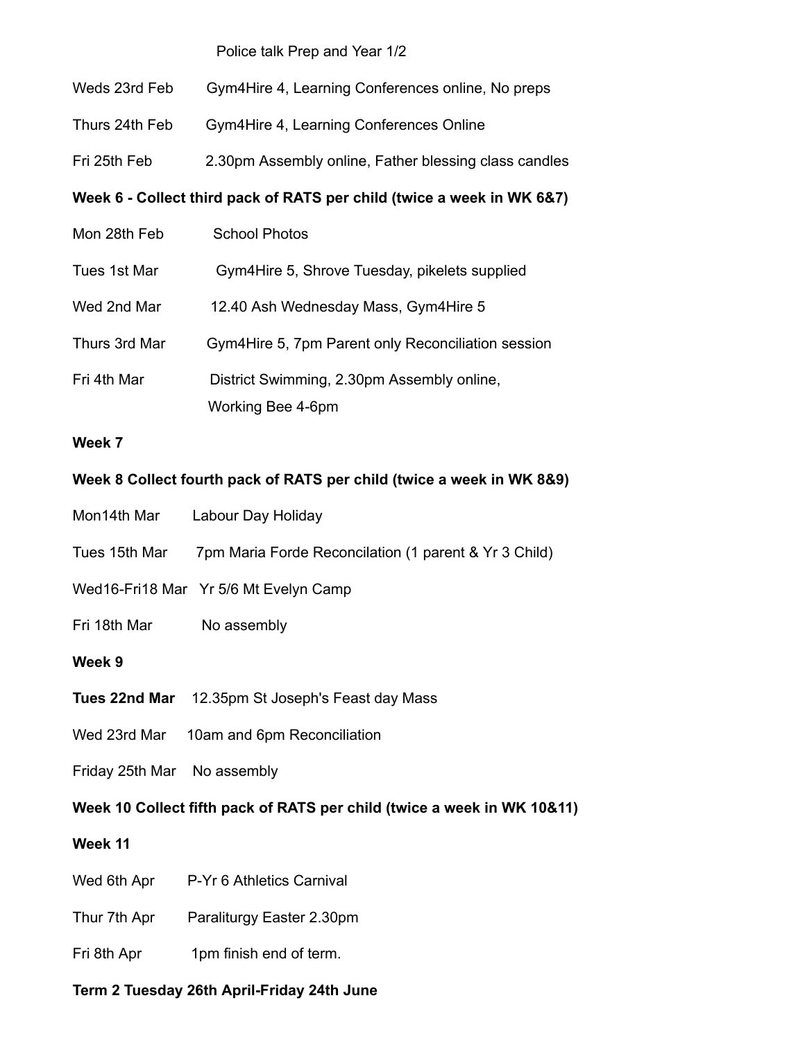Police talk Prep and Year 1/2

Weds 23rd Feb Gym4Hire 4, Learning Conferences online, No preps

Thurs 24th Feb Gym4Hire 4, Learning Conferences Online

Fri 25th Feb 2.30pm Assembly online, Father blessing class candles

**Week 6 - Collect third pack of RATS per child (twice a week in WK 6&7)**

Mon 28th Feb School Photos

Tues 1st Mar Gym4Hire 5, Shrove Tuesday, pikelets supplied

Wed 2nd Mar 12.40 Ash Wednesday Mass, Gym4Hire 5

Thurs 3rd Mar Gym4Hire 5, 7pm Parent only Reconciliation session

Fri 4th Mar District Swimming, 2.30pm Assembly online,
Working Bee 4-6pm

**Week 7**

**Week 8 Collect fourth pack of RATS per child (twice a week in WK 8&9)**

Mon14th Mar Labour Day Holiday

Tues 15th Mar 7pm Maria Forde Reconcilation (1 parent & Yr 3 Child)

Wed16-Fri18 Mar Yr 5/6 Mt Evelyn Camp

Fri 18th Mar No assembly

**Week 9**

**Tues 22nd Mar** 12.35pm St Joseph's Feast day Mass

Wed 23rd Mar 10am and 6pm Reconciliation

Friday 25th Mar No assembly

**Week 10 Collect fifth pack of RATS per child (twice a week in WK 10&11)**

**Week 11**

Wed 6th Apr P-Yr 6 Athletics Carnival

Thur 7th Apr Paraliturgy Easter 2.30pm

Fri 8th Apr 1pm finish end of term.

**Term 2 Tuesday 26th April-Friday 24th June**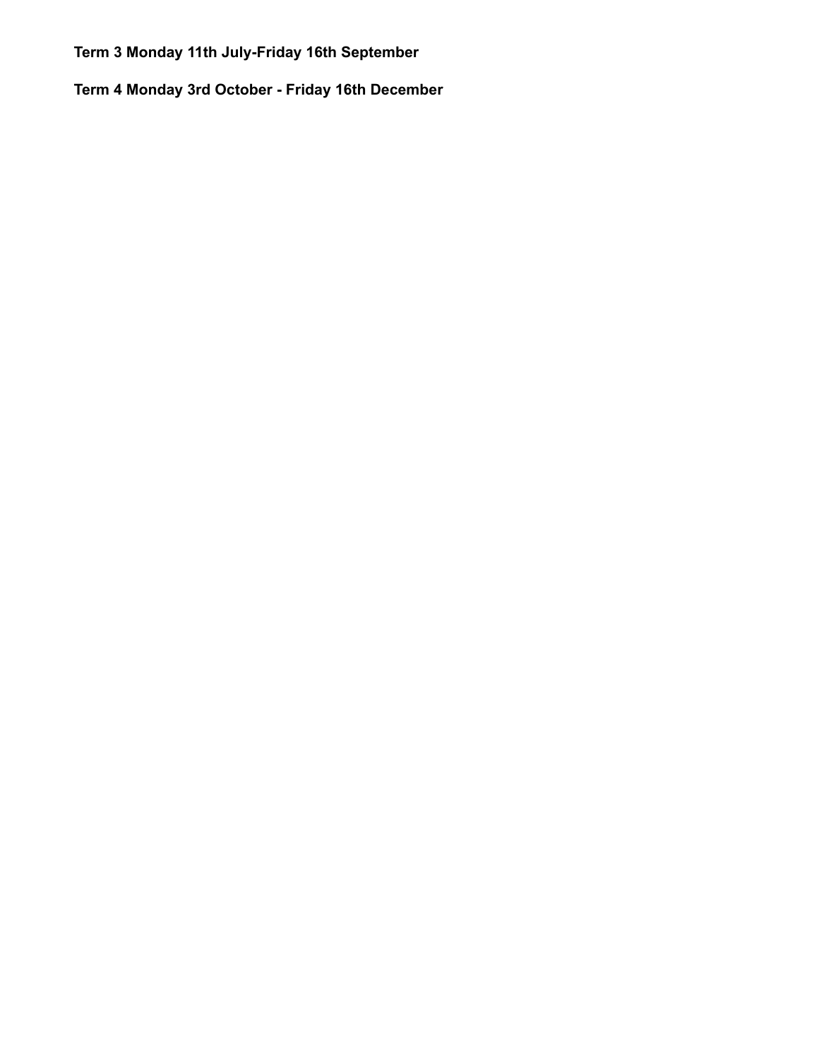**Term 3 Monday 11th July-Friday 16th September**

**Term 4 Monday 3rd October - Friday 16th December**